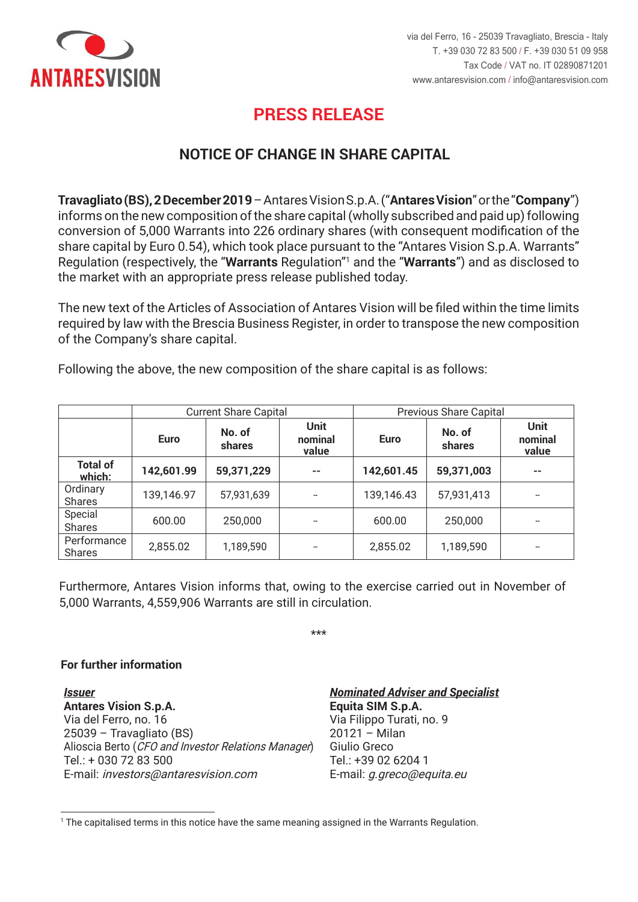ANTARESVISION

via del Ferro, 16 - 25039 Travagliato, Brescia - Italy
T. +39 030 72 83 500 / F. +39 030 51 09 958
Tax Code / VAT no. IT 02890871201
www.antaresvision.com / info@antaresvision.com

# PRESS RELEASE

## NOTICE OF CHANGE IN SHARE CAPITAL

**Travagliato (BS), 2 December 2019** – Antares Vision S.p.A. ("**Antares Vision**" or the "**Company**") informs on the new composition of the share capital (wholly subscribed and paid up) following conversion of 5,000 Warrants into 226 ordinary shares (with consequent modification of the share capital by Euro 0.54), which took place pursuant to the "Antares Vision S.p.A. Warrants" Regulation (respectively, the "**Warrants** Regulation"[1] and the "**Warrants**") and as disclosed to the market with an appropriate press release published today.

The new text of the Articles of Association of Antares Vision will be filed within the time limits required by law with the Brescia Business Register, in order to transpose the new composition of the Company's share capital.

Following the above, the new composition of the share capital is as follows:

| | Current Share Capital | | | Previous Share Capital | | |
|---|---|---|---|---|---|---|
| | **Euro** | **No. of shares** | **Unit nominal value** | **Euro** | **No. of shares** | **Unit nominal value** |
| **Total of which:** | **142,601.99** | **59,371,229** | **--** | **142,601.45** | **59,371,003** | **--** |
| Ordinary Shares | 139,146.97 | 57,931,639 | -- | 139,146.43 | 57,931,413 | -- |
| Special Shares | 600.00 | 250,000 | -- | 600.00 | 250,000 | -- |
| Performance Shares | 2,855.02 | 1,189,590 | -- | 2,855.02 | 1,189,590 | -- |

Furthermore, Antares Vision informs that, owing to the exercise carried out in November of 5,000 Warrants, 4,559,906 Warrants are still in circulation.

\*\*\*

**For further information**

***Issuer***
**Antares Vision S.p.A.**
Via del Ferro, no. 16
25039 – Travagliato (BS)
Alioscia Berto (*CFO and Investor Relations Manager*)
Tel.: + 030 72 83 500
E-mail: *investors@antaresvision.com*

***Nominated Adviser and Specialist***
**Equita SIM S.p.A.**
Via Filippo Turati, no. 9
20121 – Milan
Giulio Greco
Tel.: +39 02 6204 1
E-mail: *g.greco@equita.eu*

[1] The capitalised terms in this notice have the same meaning assigned in the Warrants Regulation.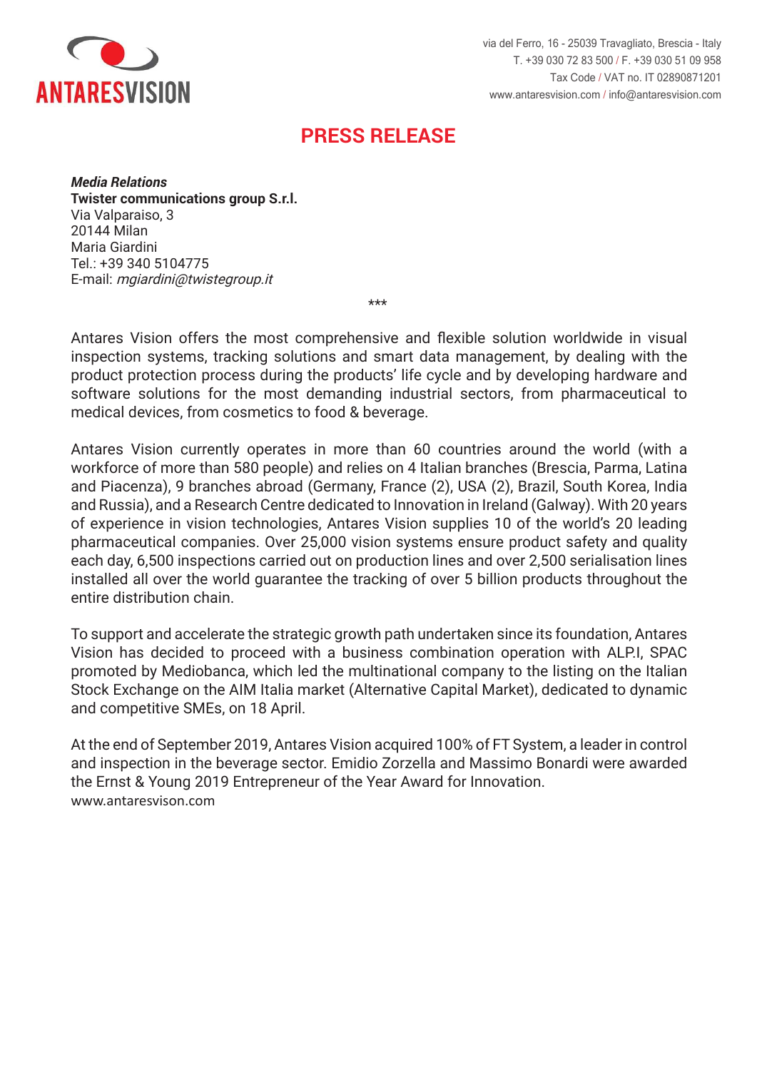# PRESS RELEASE

***Media Relations***
**Twister communications group S.r.l.**
Via Valparaiso, 3
20144 Milan
Maria Giardini
Tel.: +39 340 5104775
E-mail: *mgiardini@twistegroup.it*

***

Antares Vision offers the most comprehensive and flexible solution worldwide in visual inspection systems, tracking solutions and smart data management, by dealing with the product protection process during the products' life cycle and by developing hardware and software solutions for the most demanding industrial sectors, from pharmaceutical to medical devices, from cosmetics to food & beverage.

Antares Vision currently operates in more than 60 countries around the world (with a workforce of more than 580 people) and relies on 4 Italian branches (Brescia, Parma, Latina and Piacenza), 9 branches abroad (Germany, France (2), USA (2), Brazil, South Korea, India and Russia), and a Research Centre dedicated to Innovation in Ireland (Galway). With 20 years of experience in vision technologies, Antares Vision supplies 10 of the world's 20 leading pharmaceutical companies. Over 25,000 vision systems ensure product safety and quality each day, 6,500 inspections carried out on production lines and over 2,500 serialisation lines installed all over the world guarantee the tracking of over 5 billion products throughout the entire distribution chain.

To support and accelerate the strategic growth path undertaken since its foundation, Antares Vision has decided to proceed with a business combination operation with ALP.I, SPAC promoted by Mediobanca, which led the multinational company to the listing on the Italian Stock Exchange on the AIM Italia market (Alternative Capital Market), dedicated to dynamic and competitive SMEs, on 18 April.

At the end of September 2019, Antares Vision acquired 100% of FT System, a leader in control and inspection in the beverage sector. Emidio Zorzella and Massimo Bonardi were awarded the Ernst & Young 2019 Entrepreneur of the Year Award for Innovation.
www.antaresvison.com